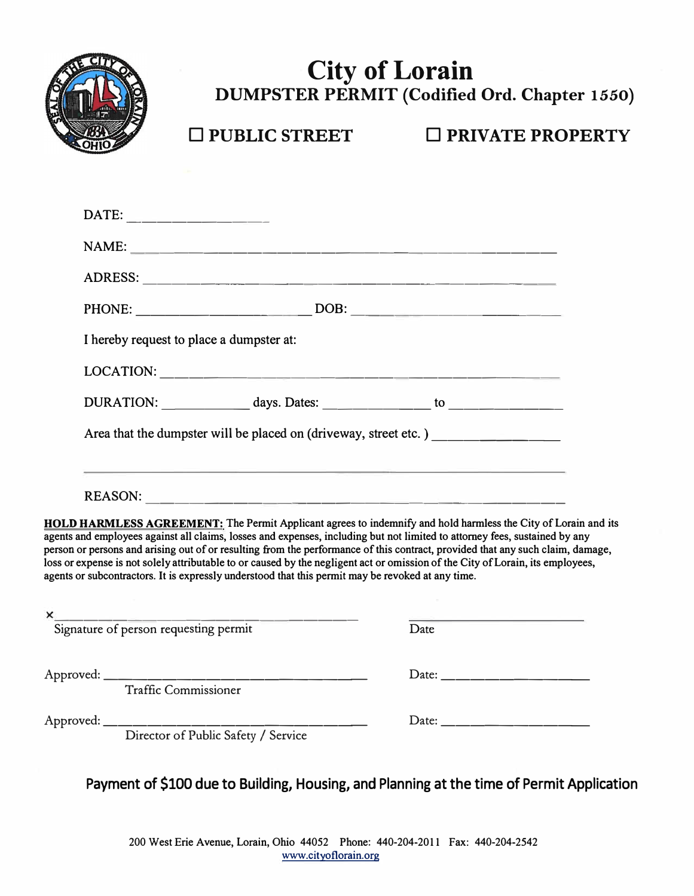# City of Lorain

## DUMPSTER PERMIT (Codified Ord. Chapter 1550)

☐ PUBLIC STREET ☐ PRIVATE PROPERTY

DATE: ____________________

NAME: ____________________________________________________________

ADRESS: __________________________________________________________

PHONE: __________________________ DOB: __________________________

I hereby request to place a dumpster at:

LOCATION: ________________________________________________________

DURATION: ______________ days. Dates: ________________ to ________________

Area that the dumpster will be placed on (driveway, street etc. ) ____________________

__________________________________________________________________

REASON: __________________________________________________________

**HOLD HARMLESS AGREEMENT:** The Permit Applicant agrees to indemnify and hold harmless the City of Lorain and its agents and employees against all claims, losses and expenses, including but not limited to attorney fees, sustained by any person or persons and arising out of or resulting from the performance of this contract, provided that any such claim, damage, loss or expense is not solely attributable to or caused by the negligent act or omission of the City of Lorain, its employees, agents or subcontractors. It is expressly understood that this permit may be revoked at any time.

x____________________________________________ ______________________

Signature of person requesting permit Date

Approved: ____________________________________ Date: ____________________

Traffic Commissioner

Approved: ____________________________________ Date: ____________________

Director of Public Safety / Service

**Payment of $100 due to Building, Housing, and Planning at the time of Permit Application**

200 West Erie Avenue, Lorain, Ohio 44052 Phone: 440-204-2011 Fax: 440-204-2542
www.cityoflorain.org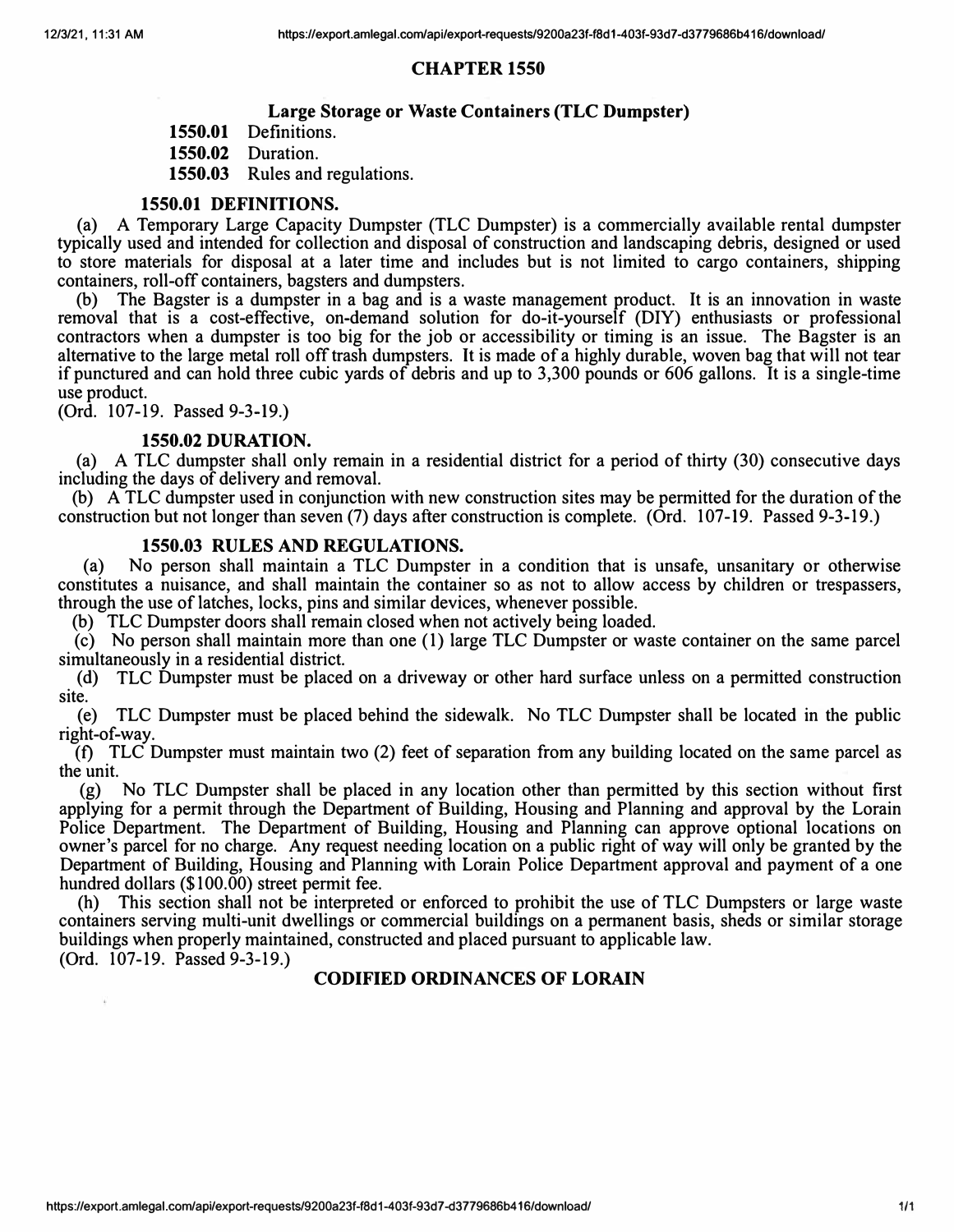# CHAPTER 1550

## Large Storage or Waste Containers (TLC Dumpster)

**1550.01** Definitions.
**1550.02** Duration.
**1550.03** Rules and regulations.

### 1550.01 DEFINITIONS.

(a) A Temporary Large Capacity Dumpster (TLC Dumpster) is a commercially available rental dumpster typically used and intended for collection and disposal of construction and landscaping debris, designed or used to store materials for disposal at a later time and includes but is not limited to cargo containers, shipping containers, roll-off containers, bagsters and dumpsters.

(b) The Bagster is a dumpster in a bag and is a waste management product. It is an innovation in waste removal that is a cost-effective, on-demand solution for do-it-yourself (DIY) enthusiasts or professional contractors when a dumpster is too big for the job or accessibility or timing is an issue. The Bagster is an alternative to the large metal roll off trash dumpsters. It is made of a highly durable, woven bag that will not tear if punctured and can hold three cubic yards of debris and up to 3,300 pounds or 606 gallons. It is a single-time use product.
(Ord. 107-19. Passed 9-3-19.)

### 1550.02 DURATION.

(a) A TLC dumpster shall only remain in a residential district for a period of thirty (30) consecutive days including the days of delivery and removal.

(b) A TLC dumpster used in conjunction with new construction sites may be permitted for the duration of the construction but not longer than seven (7) days after construction is complete. (Ord. 107-19. Passed 9-3-19.)

### 1550.03 RULES AND REGULATIONS.

(a) No person shall maintain a TLC Dumpster in a condition that is unsafe, unsanitary or otherwise constitutes a nuisance, and shall maintain the container so as not to allow access by children or trespassers, through the use of latches, locks, pins and similar devices, whenever possible.

(b) TLC Dumpster doors shall remain closed when not actively being loaded.

(c) No person shall maintain more than one (1) large TLC Dumpster or waste container on the same parcel simultaneously in a residential district.

(d) TLC Dumpster must be placed on a driveway or other hard surface unless on a permitted construction site.

(e) TLC Dumpster must be placed behind the sidewalk. No TLC Dumpster shall be located in the public right-of-way.

(f) TLC Dumpster must maintain two (2) feet of separation from any building located on the same parcel as the unit.

(g) No TLC Dumpster shall be placed in any location other than permitted by this section without first applying for a permit through the Department of Building, Housing and Planning and approval by the Lorain Police Department. The Department of Building, Housing and Planning can approve optional locations on owner's parcel for no charge. Any request needing location on a public right of way will only be granted by the Department of Building, Housing and Planning with Lorain Police Department approval and payment of a one hundred dollars ($100.00) street permit fee.

(h) This section shall not be interpreted or enforced to prohibit the use of TLC Dumpsters or large waste containers serving multi-unit dwellings or commercial buildings on a permanent basis, sheds or similar storage buildings when properly maintained, constructed and placed pursuant to applicable law.
(Ord. 107-19. Passed 9-3-19.)

**CODIFIED ORDINANCES OF LORAIN**